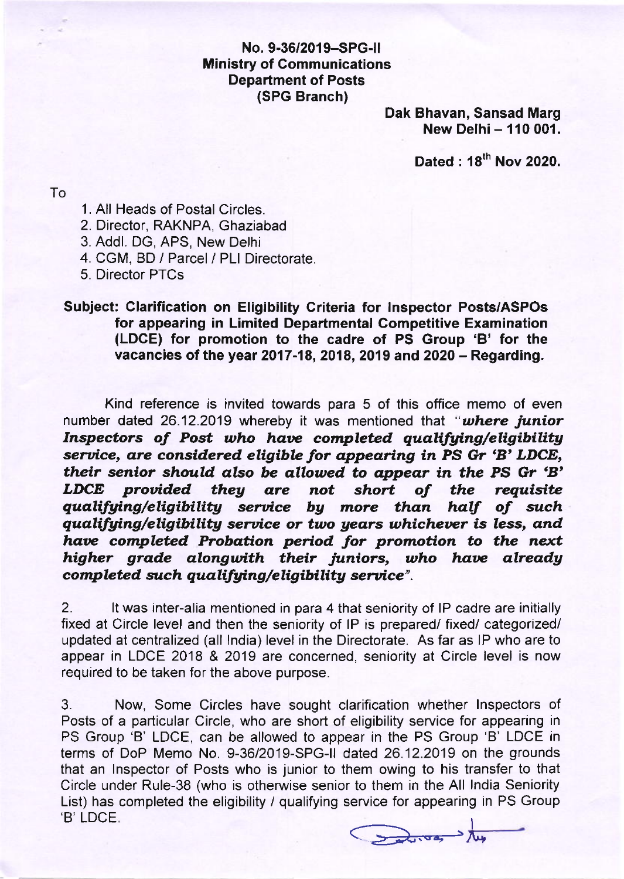**No. 9-36/2019–SPG-II**
**Ministry of Communications**
**Department of Posts**
**(SPG Branch)**

**Dak Bhavan, Sansad Marg**
**New Delhi – 110 001.**

**Dated : 18th Nov 2020.**

To

1. All Heads of Postal Circles.
2. Director, RAKNPA, Ghaziabad
3. Addl. DG, APS, New Delhi
4. CGM, BD / Parcel / PLI Directorate.
5. Director PTCs

**Subject: Clarification on Eligibility Criteria for Inspector Posts/ASPOs for appearing in Limited Departmental Competitive Examination (LDCE) for promotion to the cadre of PS Group 'B' for the vacancies of the year 2017-18, 2018, 2019 and 2020 – Regarding.**

Kind reference is invited towards para 5 of this office memo of even number dated 26.12.2019 whereby it was mentioned that "***where junior Inspectors of Post who have completed qualifying/eligibility service, are considered eligible for appearing in PS Gr 'B' LDCE, their senior should also be allowed to appear in the PS Gr 'B' LDCE provided they are not short of the requisite qualifying/eligibility service by more than half of such qualifying/eligibility service or two years whichever is less, and have completed Probation period for promotion to the next higher grade alongwith their juniors, who have already completed such qualifying/eligibility service***".

2. It was inter-alia mentioned in para 4 that seniority of IP cadre are initially fixed at Circle level and then the seniority of IP is prepared/ fixed/ categorized/ updated at centralized (all India) level in the Directorate. As far as IP who are to appear in LDCE 2018 & 2019 are concerned, seniority at Circle level is now required to be taken for the above purpose.

3. Now, Some Circles have sought clarification whether Inspectors of Posts of a particular Circle, who are short of eligibility service for appearing in PS Group 'B' LDCE, can be allowed to appear in the PS Group 'B' LDCE in terms of DoP Memo No. 9-36/2019-SPG-II dated 26.12.2019 on the grounds that an Inspector of Posts who is junior to them owing to his transfer to that Circle under Rule-38 (who is otherwise senior to them in the All India Seniority List) has completed the eligibility / qualifying service for appearing in PS Group 'B' LDCE.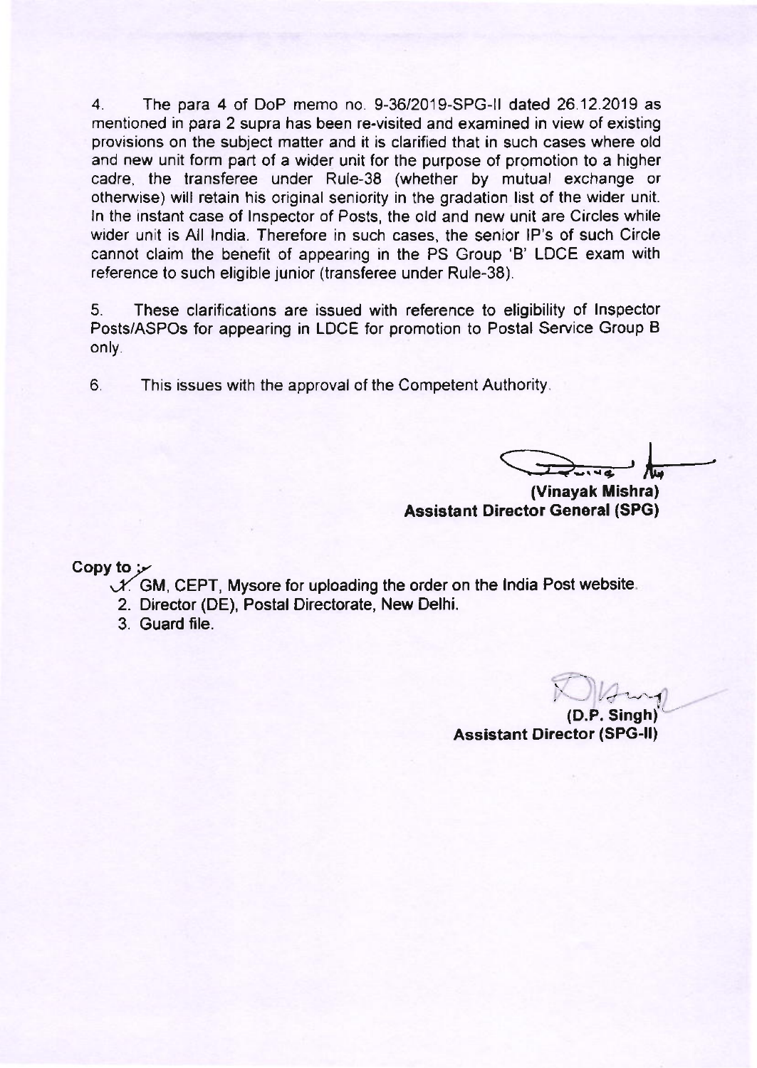4. The para 4 of DoP memo no. 9-36/2019-SPG-II dated 26.12.2019 as mentioned in para 2 supra has been re-visited and examined in view of existing provisions on the subject matter and it is clarified that in such cases where old and new unit form part of a wider unit for the purpose of promotion to a higher cadre, the transferee under Rule-38 (whether by mutual exchange or otherwise) will retain his original seniority in the gradation list of the wider unit. In the instant case of Inspector of Posts, the old and new unit are Circles while wider unit is All India. Therefore in such cases, the senior IP's of such Circle cannot claim the benefit of appearing in the PS Group 'B' LDCE exam with reference to such eligible junior (transferee under Rule-38).

5. These clarifications are issued with reference to eligibility of Inspector Posts/ASPOs for appearing in LDCE for promotion to Postal Service Group B only.

6. This issues with the approval of the Competent Authority.

**(Vinayak Mishra)**
**Assistant Director General (SPG)**

**Copy to :-**

1. GM, CEPT, Mysore for uploading the order on the India Post website.
2. Director (DE), Postal Directorate, New Delhi.
3. Guard file.

**(D.P. Singh)**
**Assistant Director (SPG-II)**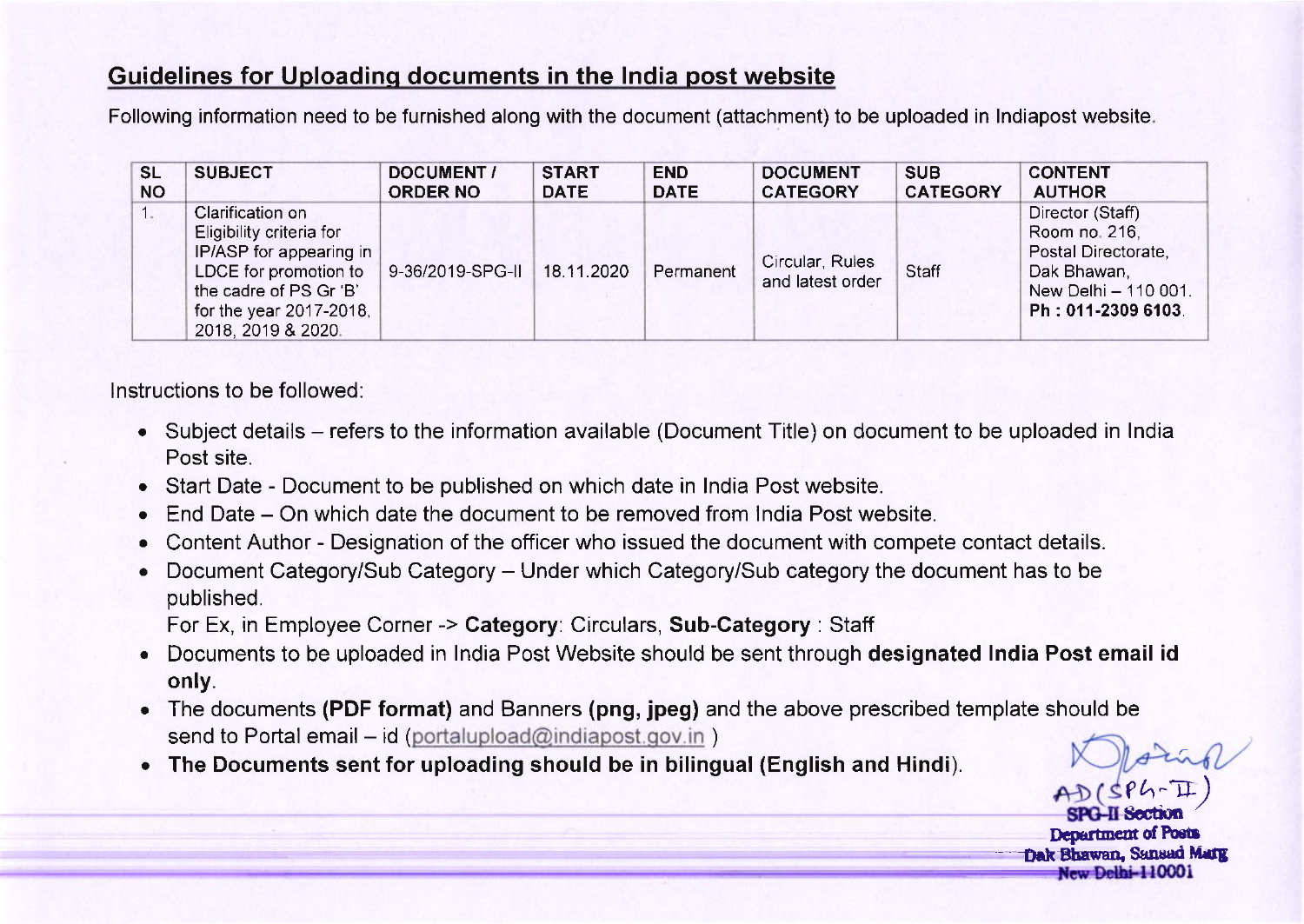## Guidelines for Uploading documents in the India post website

Following information need to be furnished along with the document (attachment) to be uploaded in Indiapost website.

| SL NO | SUBJECT | DOCUMENT / ORDER NO | START DATE | END DATE | DOCUMENT CATEGORY | SUB CATEGORY | CONTENT AUTHOR |
|---|---|---|---|---|---|---|---|
| 1. | Clarification on Eligibility criteria for IP/ASP for appearing in LDCE for promotion to the cadre of PS Gr 'B' for the year 2017-2018, 2018, 2019 & 2020. | 9-36/2019-SPG-II | 18.11.2020 | Permanent | Circular, Rules and latest order | Staff | Director (Staff) Room no. 216, Postal Directorate, Dak Bhawan, New Delhi – 110 001. **Ph : 011-2309 6103.** |

Instructions to be followed:

- Subject details – refers to the information available (Document Title) on document to be uploaded in India Post site.
- Start Date - Document to be published on which date in India Post website.
- End Date – On which date the document to be removed from India Post website.
- Content Author - Designation of the officer who issued the document with compete contact details.
- Document Category/Sub Category – Under which Category/Sub category the document has to be published.
  For Ex, in Employee Corner -> **Category**: Circulars, **Sub-Category** : Staff
- Documents to be uploaded in India Post Website should be sent through **designated India Post email id only**.
- The documents **(PDF format)** and Banners **(png, jpeg)** and the above prescribed template should be send to Portal email – id (portalupload@indiapost.gov.in )
- **The Documents sent for uploading should be in bilingual (English and Hindi)**.

AD(SPG-II)
**SPG-II Section**
**Department of Posts**
**Dak Bhawan, Sansad Marg**
**New Delhi-110001**